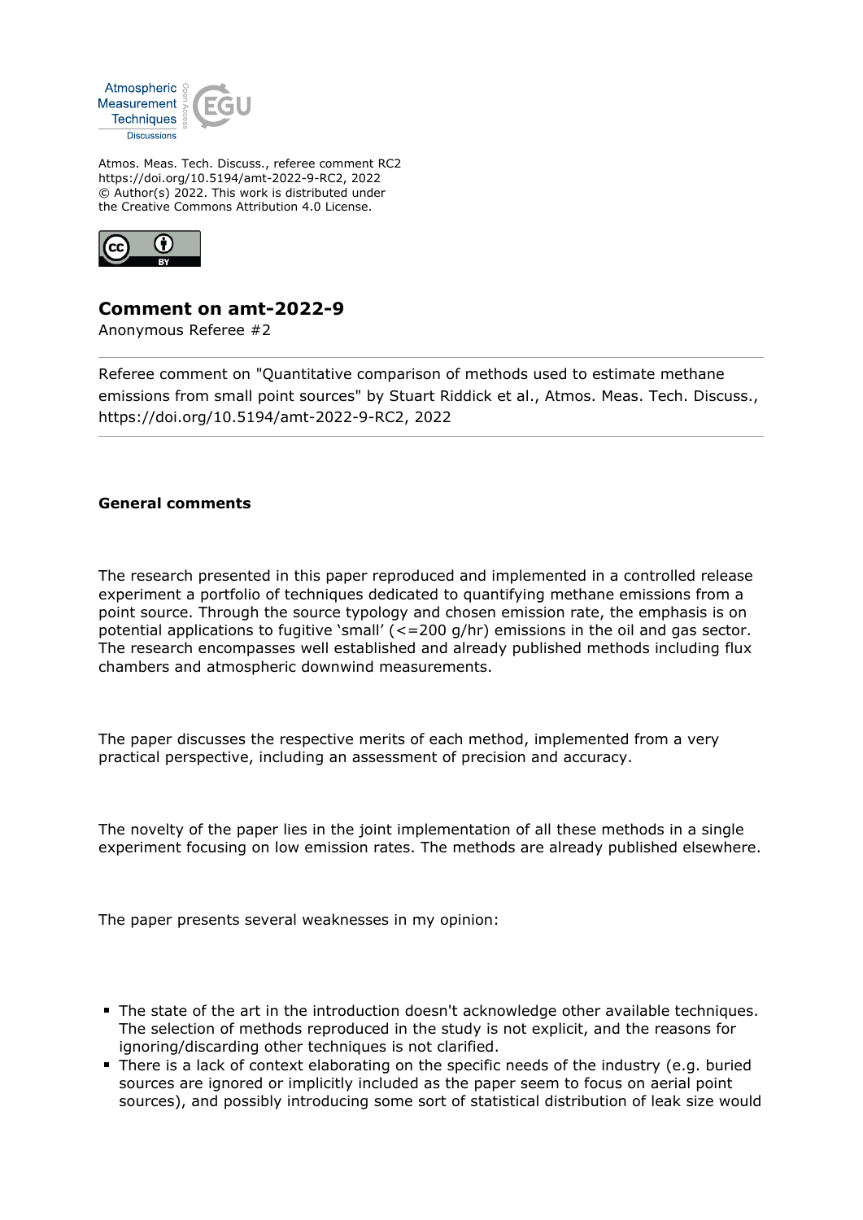Atmos. Meas. Tech. Discuss., referee comment RC2
https://doi.org/10.5194/amt-2022-9-RC2, 2022
© Author(s) 2022. This work is distributed under
the Creative Commons Attribution 4.0 License.

## Comment on amt-2022-9

Anonymous Referee #2

Referee comment on "Quantitative comparison of methods used to estimate methane emissions from small point sources" by Stuart Riddick et al., Atmos. Meas. Tech. Discuss., https://doi.org/10.5194/amt-2022-9-RC2, 2022

**General comments**

The research presented in this paper reproduced and implemented in a controlled release experiment a portfolio of techniques dedicated to quantifying methane emissions from a point source. Through the source typology and chosen emission rate, the emphasis is on potential applications to fugitive 'small' (<=200 g/hr) emissions in the oil and gas sector. The research encompasses well established and already published methods including flux chambers and atmospheric downwind measurements.

The paper discusses the respective merits of each method, implemented from a very practical perspective, including an assessment of precision and accuracy.

The novelty of the paper lies in the joint implementation of all these methods in a single experiment focusing on low emission rates. The methods are already published elsewhere.

The paper presents several weaknesses in my opinion:

- The state of the art in the introduction doesn't acknowledge other available techniques. The selection of methods reproduced in the study is not explicit, and the reasons for ignoring/discarding other techniques is not clarified.
- There is a lack of context elaborating on the specific needs of the industry (e.g. buried sources are ignored or implicitly included as the paper seem to focus on aerial point sources), and possibly introducing some sort of statistical distribution of leak size would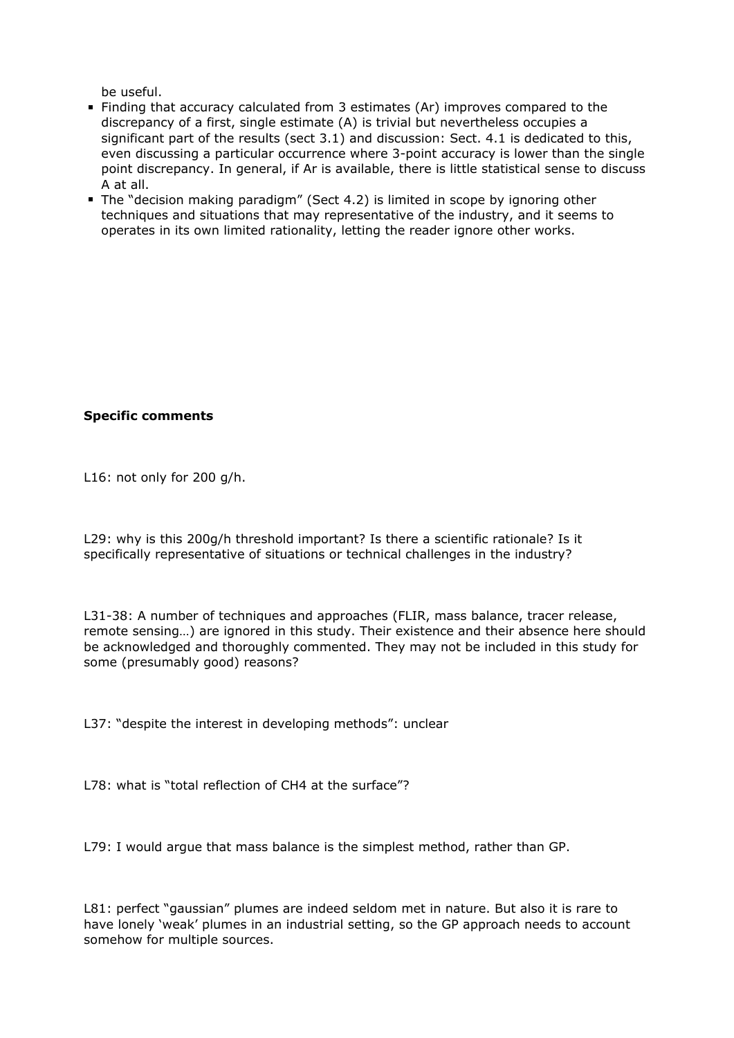be useful.

- Finding that accuracy calculated from 3 estimates (Ar) improves compared to the discrepancy of a first, single estimate (A) is trivial but nevertheless occupies a significant part of the results (sect 3.1) and discussion: Sect. 4.1 is dedicated to this, even discussing a particular occurrence where 3-point accuracy is lower than the single point discrepancy. In general, if Ar is available, there is little statistical sense to discuss A at all.
- The "decision making paradigm" (Sect 4.2) is limited in scope by ignoring other techniques and situations that may representative of the industry, and it seems to operates in its own limited rationality, letting the reader ignore other works.

**Specific comments**

L16: not only for 200 g/h.

L29: why is this 200g/h threshold important? Is there a scientific rationale? Is it specifically representative of situations or technical challenges in the industry?

L31-38: A number of techniques and approaches (FLIR, mass balance, tracer release, remote sensing…) are ignored in this study. Their existence and their absence here should be acknowledged and thoroughly commented. They may not be included in this study for some (presumably good) reasons?

L37: "despite the interest in developing methods": unclear

L78: what is "total reflection of $CH_4$ at the surface"?

L79: I would argue that mass balance is the simplest method, rather than GP.

L81: perfect "gaussian" plumes are indeed seldom met in nature. But also it is rare to have lonely 'weak' plumes in an industrial setting, so the GP approach needs to account somehow for multiple sources.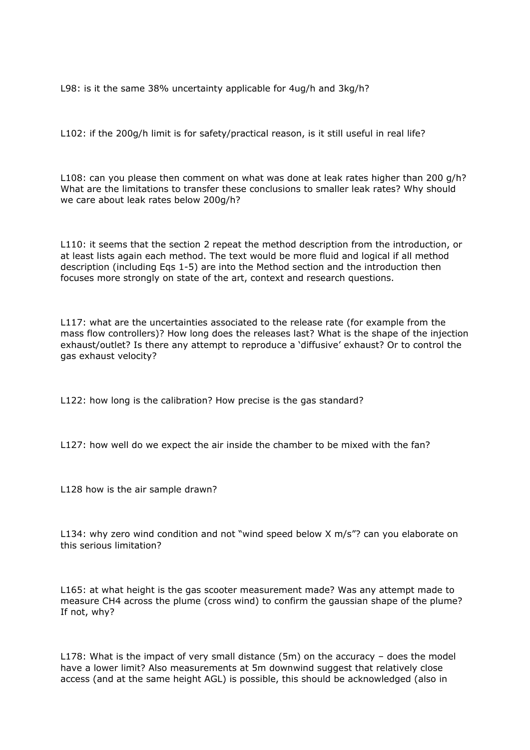L98: is it the same 38% uncertainty applicable for 4ug/h and 3kg/h?

L102: if the 200g/h limit is for safety/practical reason, is it still useful in real life?

L108: can you please then comment on what was done at leak rates higher than 200 g/h? What are the limitations to transfer these conclusions to smaller leak rates? Why should we care about leak rates below 200g/h?

L110: it seems that the section 2 repeat the method description from the introduction, or at least lists again each method. The text would be more fluid and logical if all method description (including Eqs 1-5) are into the Method section and the introduction then focuses more strongly on state of the art, context and research questions.

L117: what are the uncertainties associated to the release rate (for example from the mass flow controllers)? How long does the releases last? What is the shape of the injection exhaust/outlet? Is there any attempt to reproduce a 'diffusive' exhaust? Or to control the gas exhaust velocity?

L122: how long is the calibration? How precise is the gas standard?

L127: how well do we expect the air inside the chamber to be mixed with the fan?

L128 how is the air sample drawn?

L134: why zero wind condition and not "wind speed below X m/s"? can you elaborate on this serious limitation?

L165: at what height is the gas scooter measurement made? Was any attempt made to measure CH4 across the plume (cross wind) to confirm the gaussian shape of the plume? If not, why?

L178: What is the impact of very small distance (5m) on the accuracy – does the model have a lower limit? Also measurements at 5m downwind suggest that relatively close access (and at the same height AGL) is possible, this should be acknowledged (also in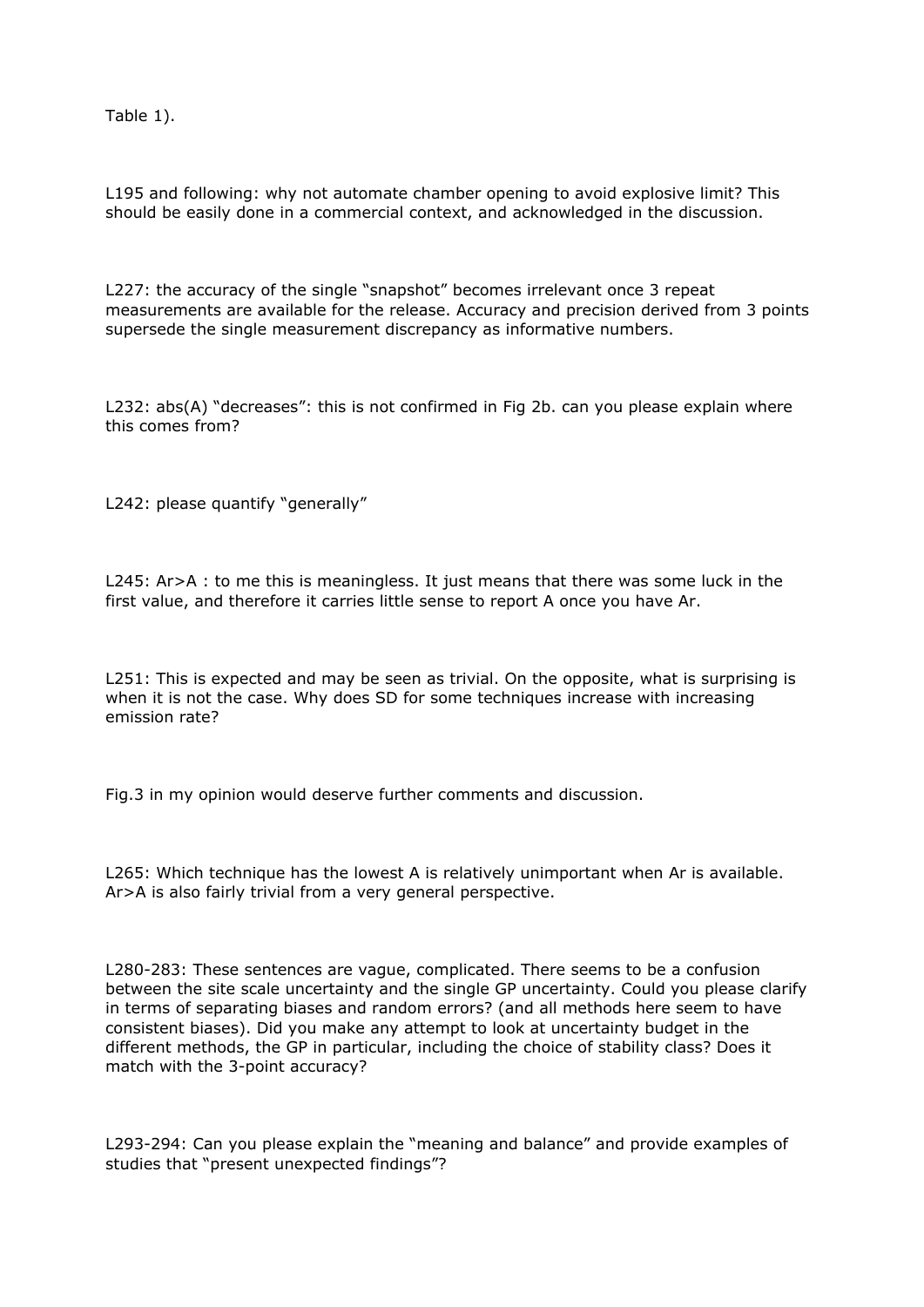Table 1).

L195 and following: why not automate chamber opening to avoid explosive limit? This should be easily done in a commercial context, and acknowledged in the discussion.

L227: the accuracy of the single "snapshot" becomes irrelevant once 3 repeat measurements are available for the release. Accuracy and precision derived from 3 points supersede the single measurement discrepancy as informative numbers.

L232: abs(A) "decreases": this is not confirmed in Fig 2b. can you please explain where this comes from?

L242: please quantify "generally"

L245: Ar>A : to me this is meaningless. It just means that there was some luck in the first value, and therefore it carries little sense to report A once you have Ar.

L251: This is expected and may be seen as trivial. On the opposite, what is surprising is when it is not the case. Why does SD for some techniques increase with increasing emission rate?

Fig.3 in my opinion would deserve further comments and discussion.

L265: Which technique has the lowest A is relatively unimportant when Ar is available. Ar>A is also fairly trivial from a very general perspective.

L280-283: These sentences are vague, complicated. There seems to be a confusion between the site scale uncertainty and the single GP uncertainty. Could you please clarify in terms of separating biases and random errors? (and all methods here seem to have consistent biases). Did you make any attempt to look at uncertainty budget in the different methods, the GP in particular, including the choice of stability class? Does it match with the 3-point accuracy?

L293-294: Can you please explain the "meaning and balance" and provide examples of studies that "present unexpected findings"?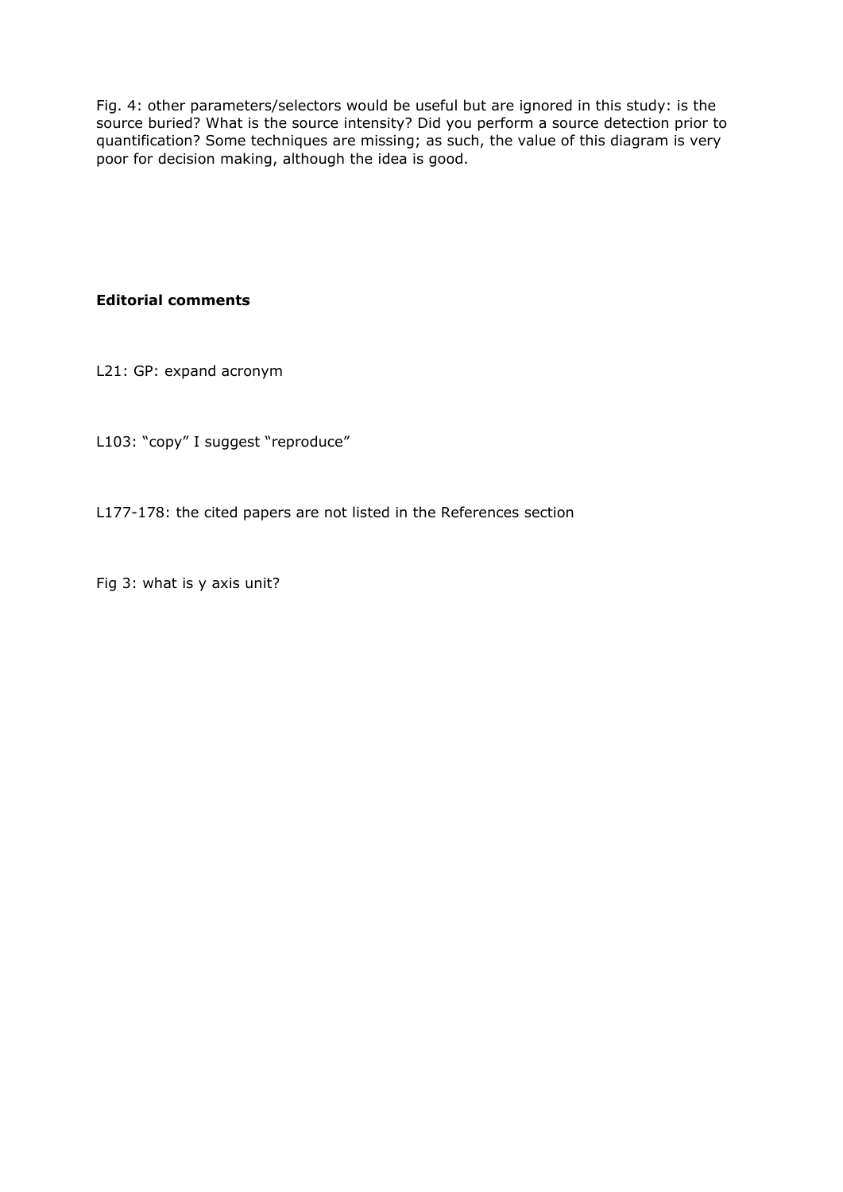Fig. 4: other parameters/selectors would be useful but are ignored in this study: is the source buried? What is the source intensity? Did you perform a source detection prior to quantification? Some techniques are missing; as such, the value of this diagram is very poor for decision making, although the idea is good.

**Editorial comments**

L21: GP: expand acronym

L103: “copy” I suggest “reproduce”

L177-178: the cited papers are not listed in the References section

Fig 3: what is y axis unit?